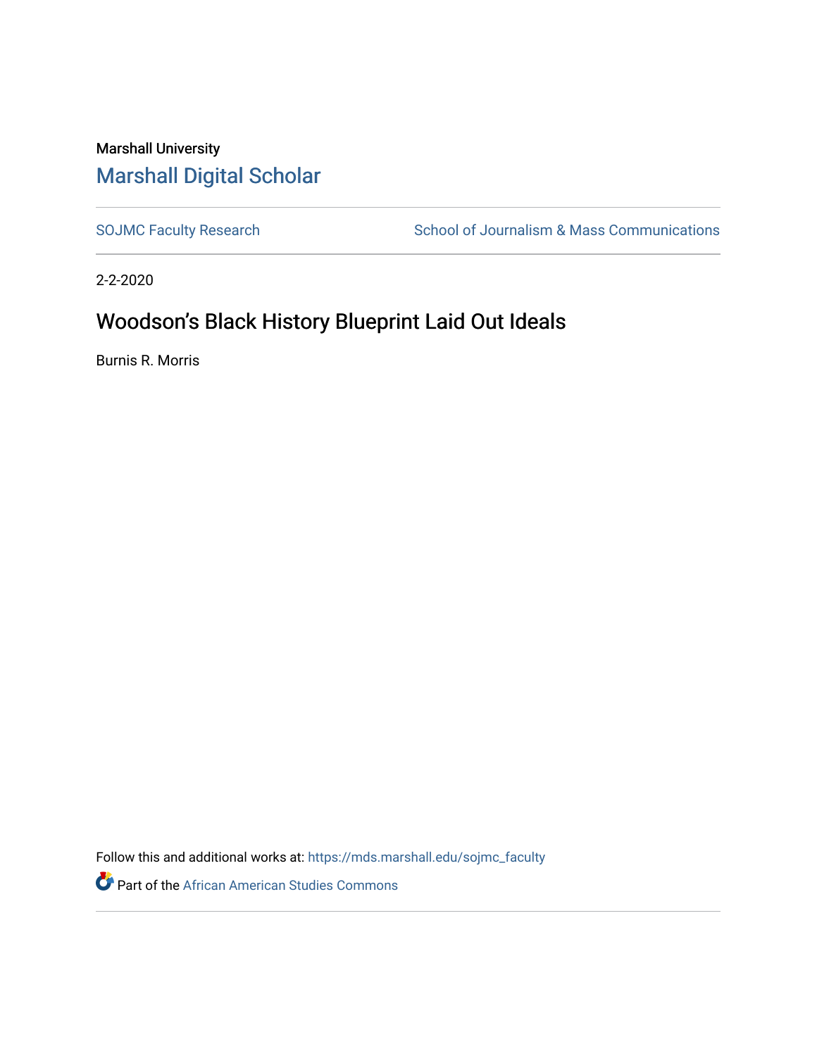Marshall University

# Marshall Digital Scholar

SOJMC Faculty Research | School of Journalism & Mass Communications

2-2-2020

## Woodson's Black History Blueprint Laid Out Ideals

Burnis R. Morris

Follow this and additional works at: https://mds.marshall.edu/sojmc_faculty

Part of the African American Studies Commons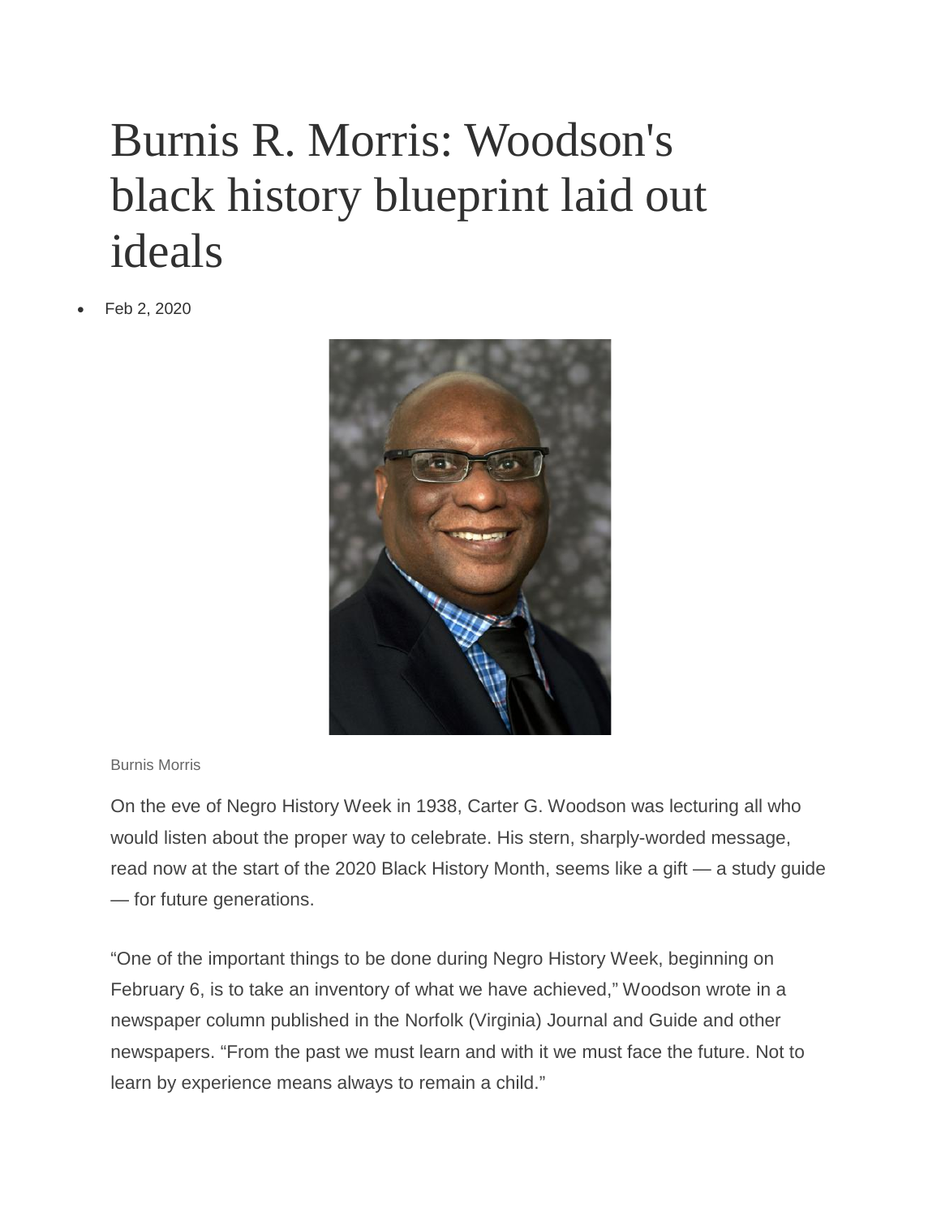# Burnis R. Morris: Woodson's black history blueprint laid out ideals

- Feb 2, 2020

Burnis Morris

On the eve of Negro History Week in 1938, Carter G. Woodson was lecturing all who would listen about the proper way to celebrate. His stern, sharply-worded message, read now at the start of the 2020 Black History Month, seems like a gift — a study guide — for future generations.

“One of the important things to be done during Negro History Week, beginning on February 6, is to take an inventory of what we have achieved,” Woodson wrote in a newspaper column published in the Norfolk (Virginia) Journal and Guide and other newspapers. “From the past we must learn and with it we must face the future. Not to learn by experience means always to remain a child.”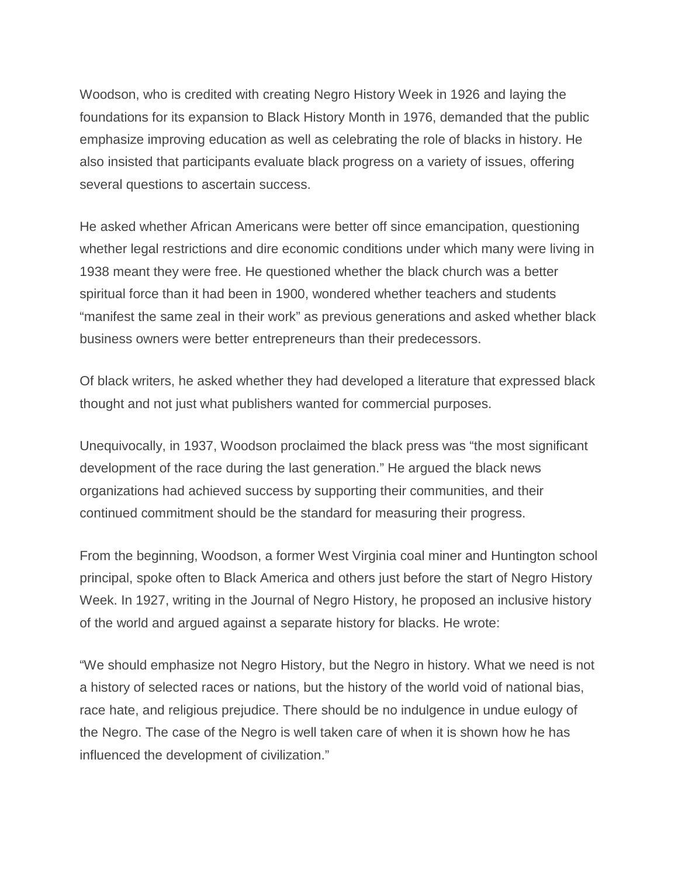Woodson, who is credited with creating Negro History Week in 1926 and laying the foundations for its expansion to Black History Month in 1976, demanded that the public emphasize improving education as well as celebrating the role of blacks in history. He also insisted that participants evaluate black progress on a variety of issues, offering several questions to ascertain success.

He asked whether African Americans were better off since emancipation, questioning whether legal restrictions and dire economic conditions under which many were living in 1938 meant they were free. He questioned whether the black church was a better spiritual force than it had been in 1900, wondered whether teachers and students "manifest the same zeal in their work" as previous generations and asked whether black business owners were better entrepreneurs than their predecessors.

Of black writers, he asked whether they had developed a literature that expressed black thought and not just what publishers wanted for commercial purposes.

Unequivocally, in 1937, Woodson proclaimed the black press was "the most significant development of the race during the last generation." He argued the black news organizations had achieved success by supporting their communities, and their continued commitment should be the standard for measuring their progress.

From the beginning, Woodson, a former West Virginia coal miner and Huntington school principal, spoke often to Black America and others just before the start of Negro History Week. In 1927, writing in the Journal of Negro History, he proposed an inclusive history of the world and argued against a separate history for blacks. He wrote:

"We should emphasize not Negro History, but the Negro in history. What we need is not a history of selected races or nations, but the history of the world void of national bias, race hate, and religious prejudice. There should be no indulgence in undue eulogy of the Negro. The case of the Negro is well taken care of when it is shown how he has influenced the development of civilization."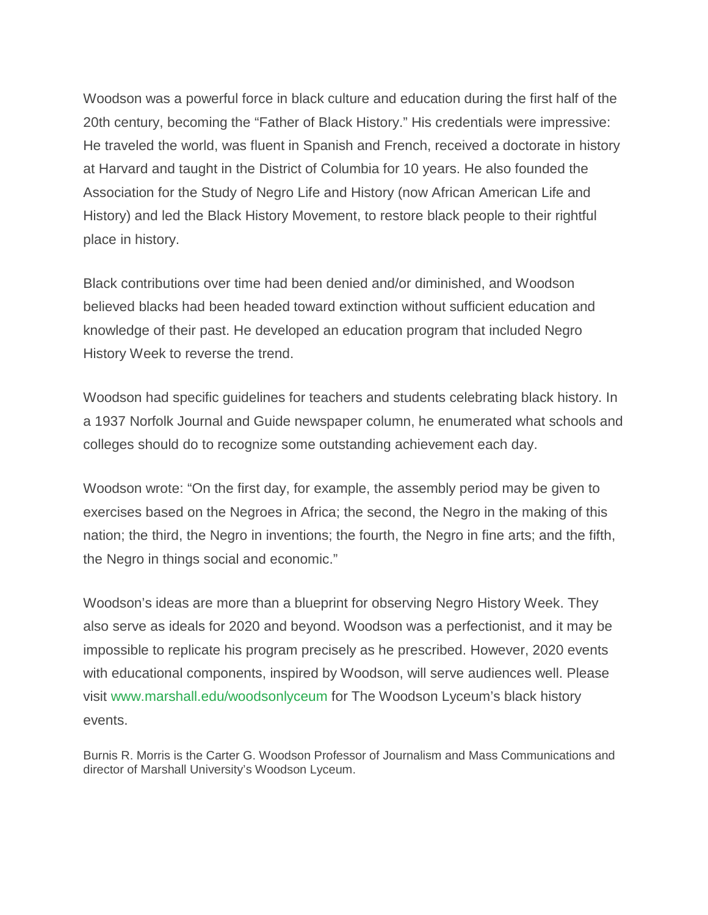Woodson was a powerful force in black culture and education during the first half of the 20th century, becoming the "Father of Black History." His credentials were impressive: He traveled the world, was fluent in Spanish and French, received a doctorate in history at Harvard and taught in the District of Columbia for 10 years. He also founded the Association for the Study of Negro Life and History (now African American Life and History) and led the Black History Movement, to restore black people to their rightful place in history.

Black contributions over time had been denied and/or diminished, and Woodson believed blacks had been headed toward extinction without sufficient education and knowledge of their past. He developed an education program that included Negro History Week to reverse the trend.

Woodson had specific guidelines for teachers and students celebrating black history. In a 1937 Norfolk Journal and Guide newspaper column, he enumerated what schools and colleges should do to recognize some outstanding achievement each day.

Woodson wrote: "On the first day, for example, the assembly period may be given to exercises based on the Negroes in Africa; the second, the Negro in the making of this nation; the third, the Negro in inventions; the fourth, the Negro in fine arts; and the fifth, the Negro in things social and economic."

Woodson's ideas are more than a blueprint for observing Negro History Week. They also serve as ideals for 2020 and beyond. Woodson was a perfectionist, and it may be impossible to replicate his program precisely as he prescribed. However, 2020 events with educational components, inspired by Woodson, will serve audiences well. Please visit www.marshall.edu/woodsonlyceum for The Woodson Lyceum's black history events.

Burnis R. Morris is the Carter G. Woodson Professor of Journalism and Mass Communications and director of Marshall University's Woodson Lyceum.